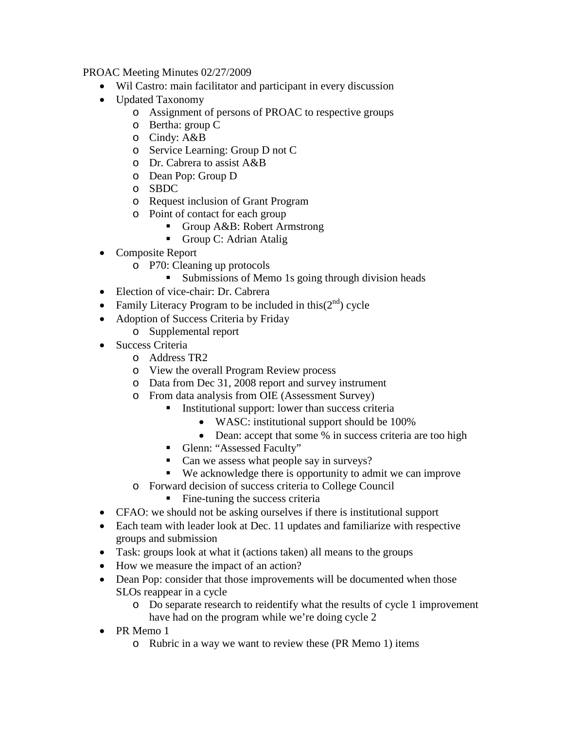PROAC Meeting Minutes 02/27/2009

- Wil Castro: main facilitator and participant in every discussion
- Updated Taxonomy
  - Assignment of persons of PROAC to respective groups
  - Bertha: group C
  - Cindy: A&B
  - Service Learning: Group D not C
  - Dr. Cabrera to assist A&B
  - Dean Pop: Group D
  - SBDC
  - Request inclusion of Grant Program
  - Point of contact for each group
    - Group A&B: Robert Armstrong
    - Group C: Adrian Atalig
- Composite Report
  - P70: Cleaning up protocols
    - Submissions of Memo 1s going through division heads
- Election of vice-chair: Dr. Cabrera
- Family Literacy Program to be included in this(2nd) cycle
- Adoption of Success Criteria by Friday
  - Supplemental report
- Success Criteria
  - Address TR2
  - View the overall Program Review process
  - Data from Dec 31, 2008 report and survey instrument
  - From data analysis from OIE (Assessment Survey)
    - Institutional support: lower than success criteria
      - WASC: institutional support should be 100%
      - Dean: accept that some % in success criteria are too high
    - Glenn: "Assessed Faculty"
    - Can we assess what people say in surveys?
    - We acknowledge there is opportunity to admit we can improve
  - Forward decision of success criteria to College Council
    - Fine-tuning the success criteria
- CFAO: we should not be asking ourselves if there is institutional support
- Each team with leader look at Dec. 11 updates and familiarize with respective groups and submission
- Task: groups look at what it (actions taken) all means to the groups
- How we measure the impact of an action?
- Dean Pop: consider that those improvements will be documented when those SLOs reappear in a cycle
  - Do separate research to reidentify what the results of cycle 1 improvement have had on the program while we're doing cycle 2
- PR Memo 1
  - Rubric in a way we want to review these (PR Memo 1) items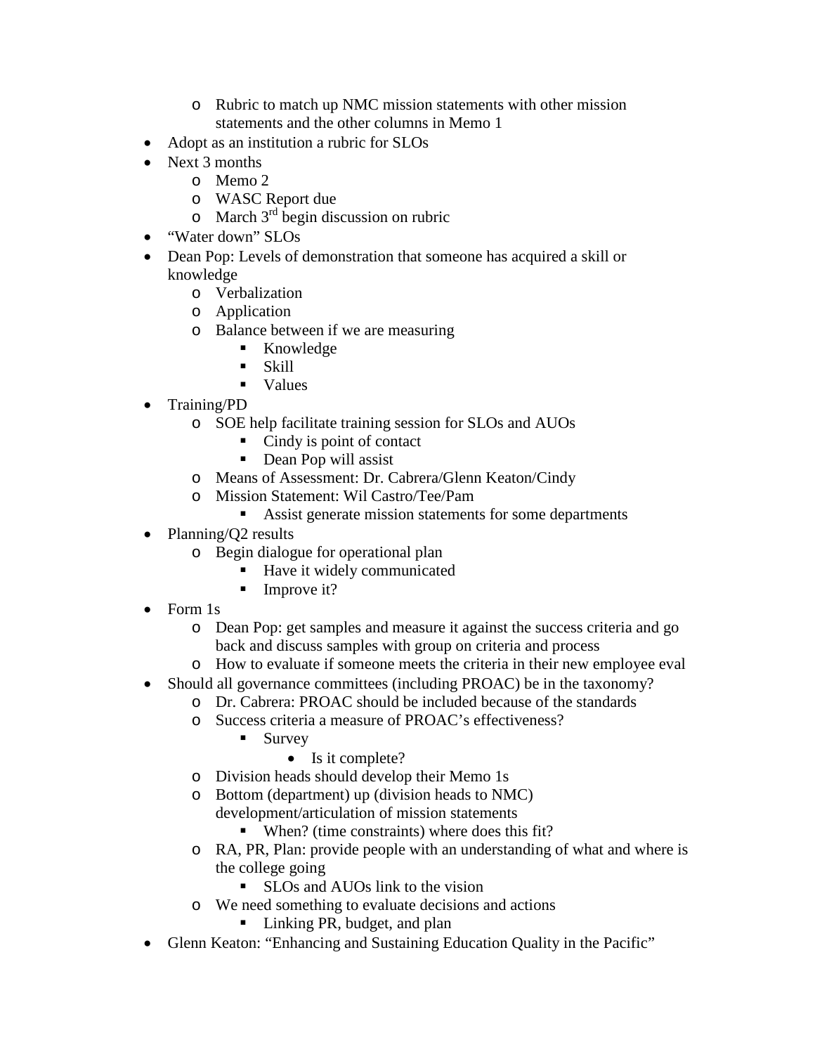- Rubric to match up NMC mission statements with other mission statements and the other columns in Memo 1
- Adopt as an institution a rubric for SLOs
- Next 3 months
    - Memo 2
    - WASC Report due
    - March 3rd begin discussion on rubric
- "Water down" SLOs
- Dean Pop: Levels of demonstration that someone has acquired a skill or knowledge
    - Verbalization
    - Application
    - Balance between if we are measuring
        - Knowledge
        - Skill
        - Values
- Training/PD
    - SOE help facilitate training session for SLOs and AUOs
        - Cindy is point of contact
        - Dean Pop will assist
    - Means of Assessment: Dr. Cabrera/Glenn Keaton/Cindy
    - Mission Statement: Wil Castro/Tee/Pam
        - Assist generate mission statements for some departments
- Planning/Q2 results
    - Begin dialogue for operational plan
        - Have it widely communicated
        - Improve it?
- Form 1s
    - Dean Pop: get samples and measure it against the success criteria and go back and discuss samples with group on criteria and process
    - How to evaluate if someone meets the criteria in their new employee eval
- Should all governance committees (including PROAC) be in the taxonomy?
    - Dr. Cabrera: PROAC should be included because of the standards
    - Success criteria a measure of PROAC's effectiveness?
        - Survey
            - Is it complete?
    - Division heads should develop their Memo 1s
    - Bottom (department) up (division heads to NMC) development/articulation of mission statements
        - When? (time constraints) where does this fit?
    - RA, PR, Plan: provide people with an understanding of what and where is the college going
        - SLOs and AUOs link to the vision
    - We need something to evaluate decisions and actions
        - Linking PR, budget, and plan
- Glenn Keaton: "Enhancing and Sustaining Education Quality in the Pacific"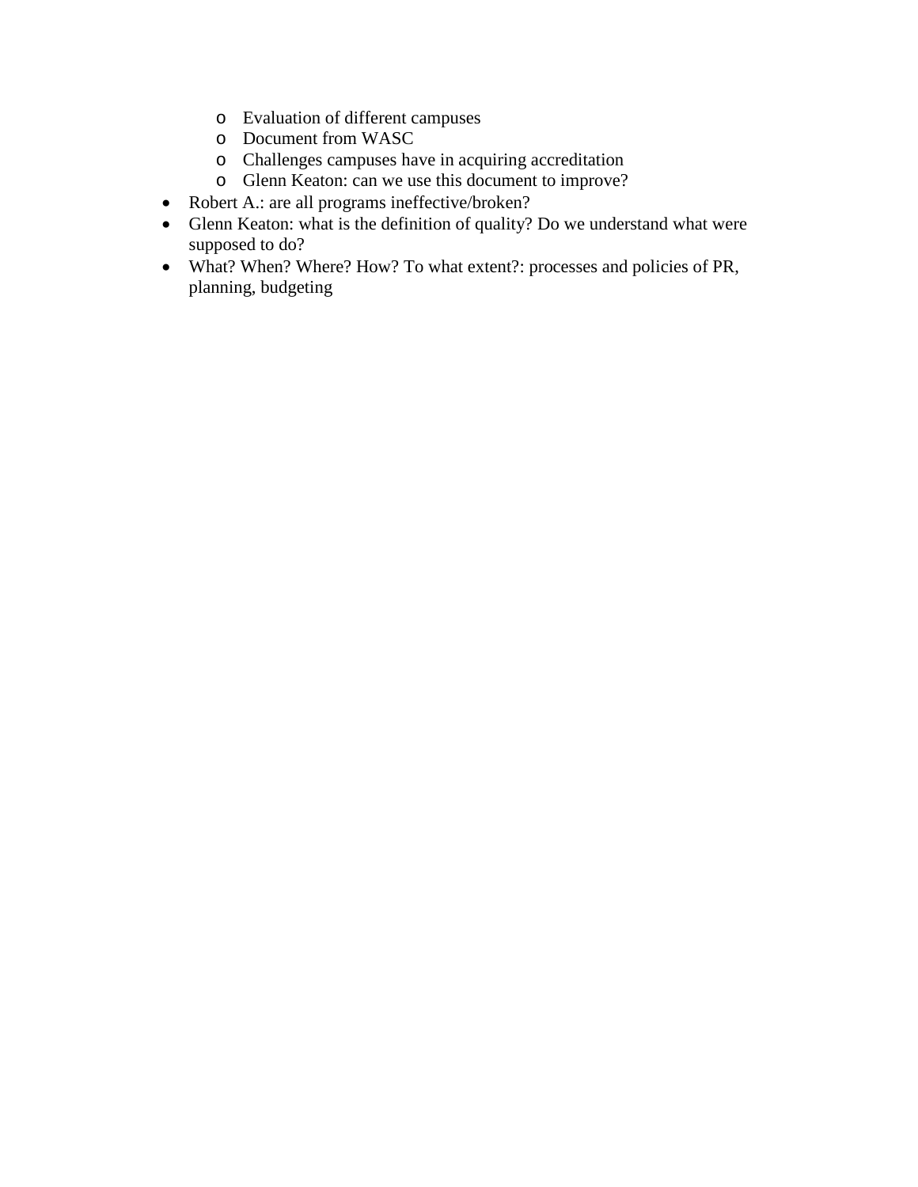- Evaluation of different campuses
    - Document from WASC
    - Challenges campuses have in acquiring accreditation
    - Glenn Keaton: can we use this document to improve?
- Robert A.: are all programs ineffective/broken?
- Glenn Keaton: what is the definition of quality? Do we understand what were supposed to do?
- What? When? Where? How? To what extent?: processes and policies of PR, planning, budgeting